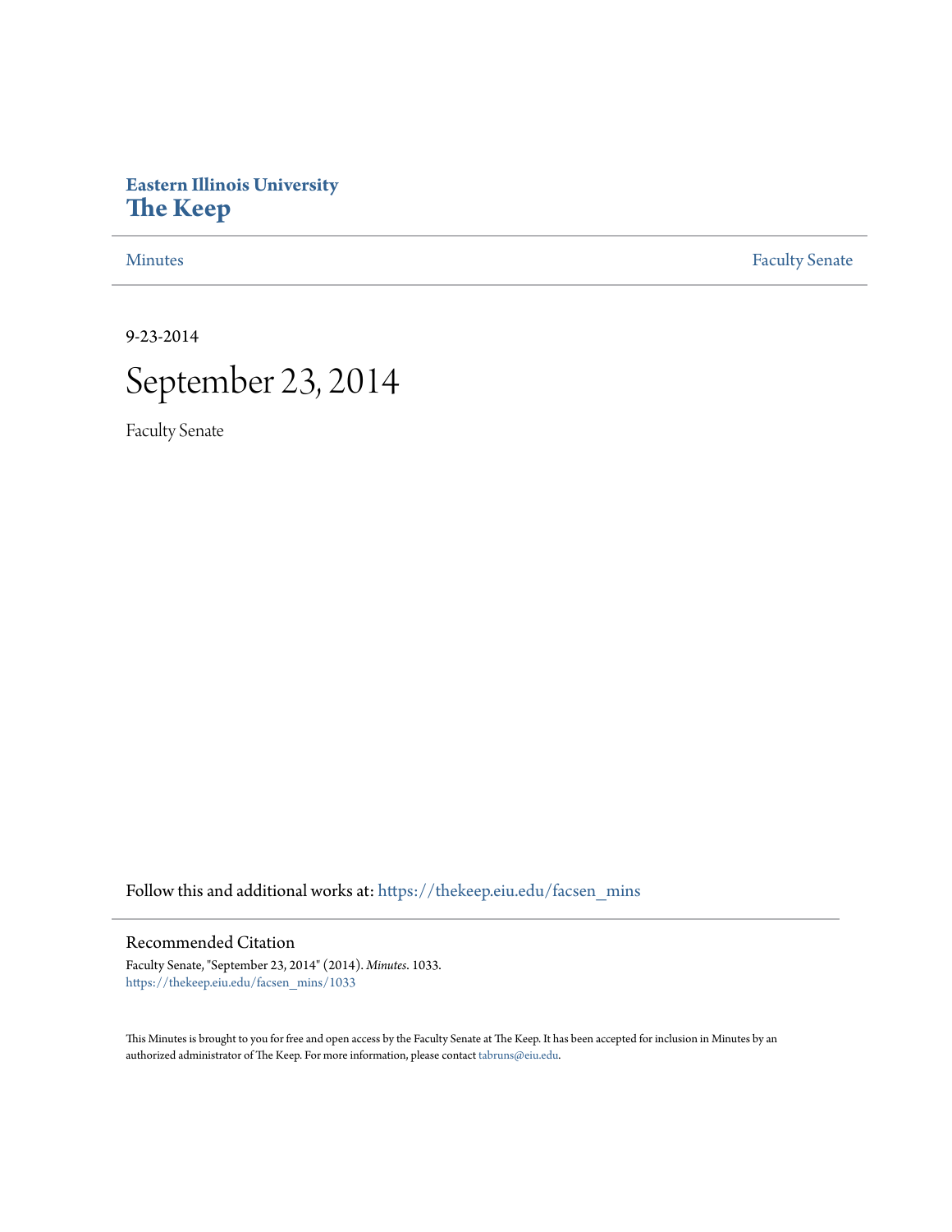# Eastern Illinois University
# The Keep

Minutes | Faculty Senate

9-23-2014

# September 23, 2014

Faculty Senate

Follow this and additional works at: https://thekeep.eiu.edu/facsen_mins

## Recommended Citation

Faculty Senate, "September 23, 2014" (2014). *Minutes*. 1033.
https://thekeep.eiu.edu/facsen_mins/1033

This Minutes is brought to you for free and open access by the Faculty Senate at The Keep. It has been accepted for inclusion in Minutes by an authorized administrator of The Keep. For more information, please contact tabruns@eiu.edu.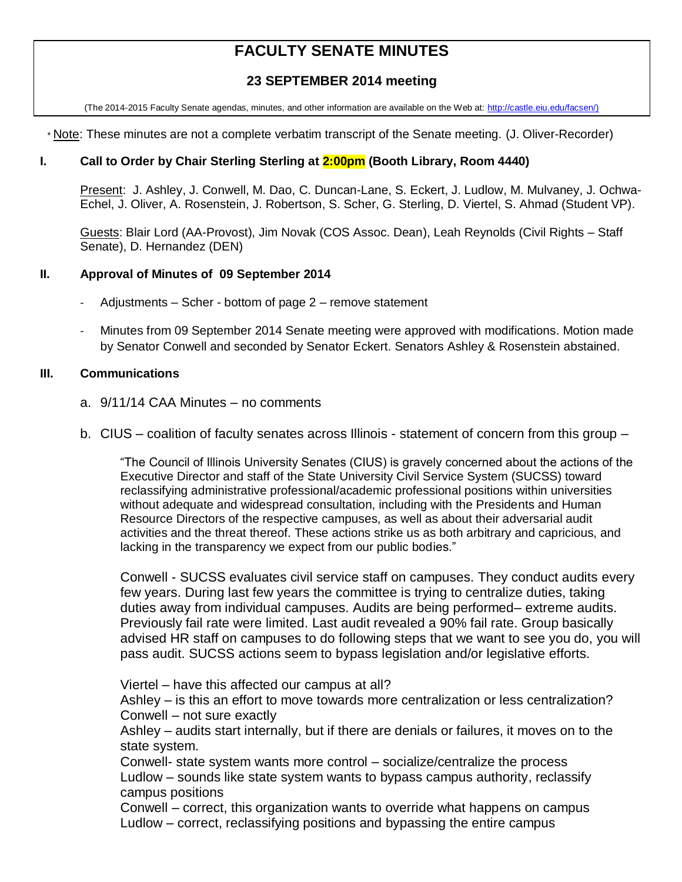# FACULTY SENATE MINUTES

## 23 SEPTEMBER 2014 meeting

(The 2014-2015 Faculty Senate agendas, minutes, and other information are available on the Web at: http://castle.eiu.edu/facsen/)

* Note: These minutes are not a complete verbatim transcript of the Senate meeting. (J. Oliver-Recorder)

### I. Call to Order by Chair Sterling Sterling at 2:00pm (Booth Library, Room 4440)

Present: J. Ashley, J. Conwell, M. Dao, C. Duncan-Lane, S. Eckert, J. Ludlow, M. Mulvaney, J. Ochwa-Echel, J. Oliver, A. Rosenstein, J. Robertson, S. Scher, G. Sterling, D. Viertel, S. Ahmad (Student VP).

Guests: Blair Lord (AA-Provost), Jim Novak (COS Assoc. Dean), Leah Reynolds (Civil Rights – Staff Senate), D. Hernandez (DEN)

### II. Approval of Minutes of 09 September 2014

- Adjustments – Scher - bottom of page 2 – remove statement
- Minutes from 09 September 2014 Senate meeting were approved with modifications. Motion made by Senator Conwell and seconded by Senator Eckert. Senators Ashley & Rosenstein abstained.

### III. Communications

a. 9/11/14 CAA Minutes – no comments

b. CIUS – coalition of faculty senates across Illinois - statement of concern from this group –

> "The Council of Illinois University Senates (CIUS) is gravely concerned about the actions of the Executive Director and staff of the State University Civil Service System (SUCSS) toward reclassifying administrative professional/academic professional positions within universities without adequate and widespread consultation, including with the Presidents and Human Resource Directors of the respective campuses, as well as about their adversarial audit activities and the threat thereof. These actions strike us as both arbitrary and capricious, and lacking in the transparency we expect from our public bodies."

Conwell - SUCSS evaluates civil service staff on campuses. They conduct audits every few years. During last few years the committee is trying to centralize duties, taking duties away from individual campuses. Audits are being performed– extreme audits. Previously fail rate were limited. Last audit revealed a 90% fail rate. Group basically advised HR staff on campuses to do following steps that we want to see you do, you will pass audit. SUCSS actions seem to bypass legislation and/or legislative efforts.

Viertel – have this affected our campus at all?
Ashley – is this an effort to move towards more centralization or less centralization?
Conwell – not sure exactly
Ashley – audits start internally, but if there are denials or failures, it moves on to the state system.
Conwell- state system wants more control – socialize/centralize the process
Ludlow – sounds like state system wants to bypass campus authority, reclassify campus positions
Conwell – correct, this organization wants to override what happens on campus
Ludlow – correct, reclassifying positions and bypassing the entire campus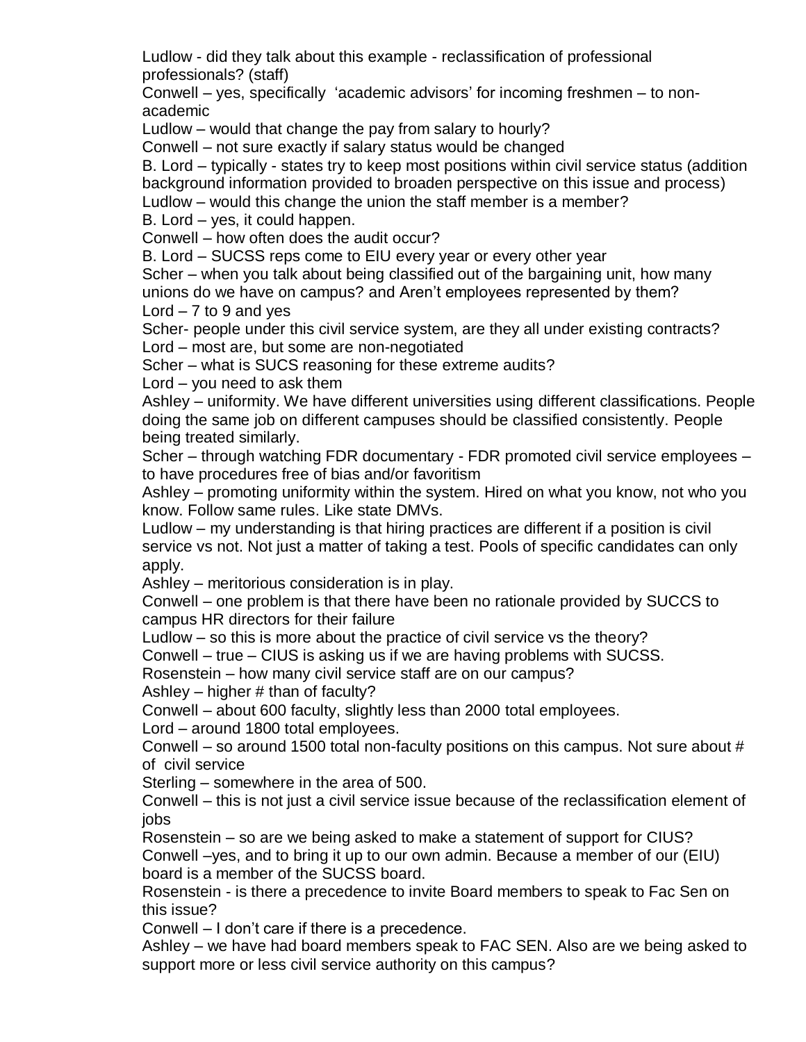Ludlow - did they talk about this example - reclassification of professional professionals? (staff)

Conwell – yes, specifically 'academic advisors' for incoming freshmen – to non-academic

Ludlow – would that change the pay from salary to hourly?

Conwell – not sure exactly if salary status would be changed

B. Lord – typically - states try to keep most positions within civil service status (addition background information provided to broaden perspective on this issue and process)

Ludlow – would this change the union the staff member is a member?

B. Lord – yes, it could happen.

Conwell – how often does the audit occur?

B. Lord – SUCSS reps come to EIU every year or every other year

Scher – when you talk about being classified out of the bargaining unit, how many unions do we have on campus? and Aren't employees represented by them?

Lord – 7 to 9 and yes

Scher- people under this civil service system, are they all under existing contracts?

Lord – most are, but some are non-negotiated

Scher – what is SUCS reasoning for these extreme audits?

Lord – you need to ask them

Ashley – uniformity. We have different universities using different classifications. People doing the same job on different campuses should be classified consistently. People being treated similarly.

Scher – through watching FDR documentary - FDR promoted civil service employees – to have procedures free of bias and/or favoritism

Ashley – promoting uniformity within the system. Hired on what you know, not who you know. Follow same rules. Like state DMVs.

Ludlow – my understanding is that hiring practices are different if a position is civil service vs not. Not just a matter of taking a test. Pools of specific candidates can only apply.

Ashley – meritorious consideration is in play.

Conwell – one problem is that there have been no rationale provided by SUCCS to campus HR directors for their failure

Ludlow – so this is more about the practice of civil service vs the theory?

Conwell – true – CIUS is asking us if we are having problems with SUCSS.

Rosenstein – how many civil service staff are on our campus?

Ashley – higher # than of faculty?

Conwell – about 600 faculty, slightly less than 2000 total employees.

Lord – around 1800 total employees.

Conwell – so around 1500 total non-faculty positions on this campus. Not sure about # of civil service

Sterling – somewhere in the area of 500.

Conwell – this is not just a civil service issue because of the reclassification element of jobs

Rosenstein – so are we being asked to make a statement of support for CIUS?

Conwell –yes, and to bring it up to our own admin. Because a member of our (EIU) board is a member of the SUCSS board.

Rosenstein - is there a precedence to invite Board members to speak to Fac Sen on this issue?

Conwell – I don't care if there is a precedence.

Ashley – we have had board members speak to FAC SEN. Also are we being asked to support more or less civil service authority on this campus?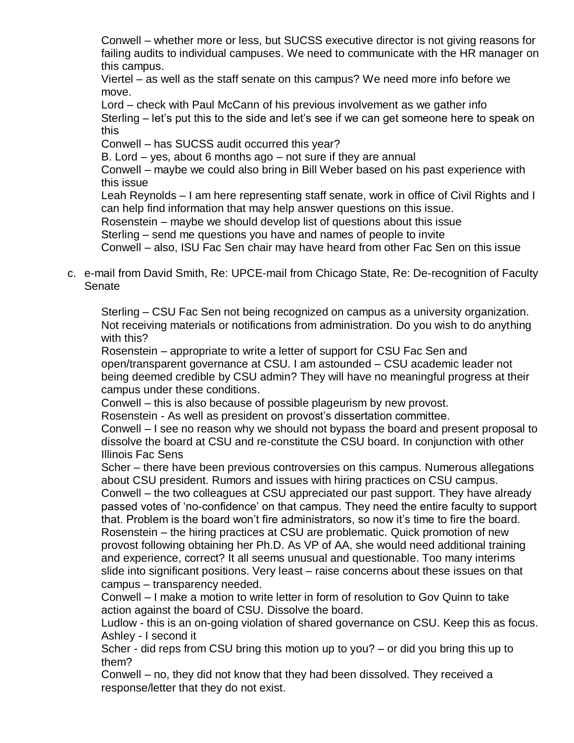Conwell – whether more or less, but SUCSS executive director is not giving reasons for failing audits to individual campuses. We need to communicate with the HR manager on this campus.

Viertel – as well as the staff senate on this campus? We need more info before we move.

Lord – check with Paul McCann of his previous involvement as we gather info

Sterling – let's put this to the side and let's see if we can get someone here to speak on this

Conwell – has SUCSS audit occurred this year?

B. Lord – yes, about 6 months ago – not sure if they are annual

Conwell – maybe we could also bring in Bill Weber based on his past experience with this issue

Leah Reynolds – I am here representing staff senate, work in office of Civil Rights and I can help find information that may help answer questions on this issue.

Rosenstein – maybe we should develop list of questions about this issue

Sterling – send me questions you have and names of people to invite

Conwell – also, ISU Fac Sen chair may have heard from other Fac Sen on this issue

c. e-mail from David Smith, Re: UPCE-mail from Chicago State, Re: De-recognition of Faculty Senate

Sterling – CSU Fac Sen not being recognized on campus as a university organization. Not receiving materials or notifications from administration. Do you wish to do anything with this?

Rosenstein – appropriate to write a letter of support for CSU Fac Sen and open/transparent governance at CSU. I am astounded – CSU academic leader not being deemed credible by CSU admin? They will have no meaningful progress at their campus under these conditions.

Conwell – this is also because of possible plageurism by new provost.

Rosenstein - As well as president on provost's dissertation committee.

Conwell – I see no reason why we should not bypass the board and present proposal to dissolve the board at CSU and re-constitute the CSU board. In conjunction with other Illinois Fac Sens

Scher – there have been previous controversies on this campus. Numerous allegations about CSU president. Rumors and issues with hiring practices on CSU campus.

Conwell – the two colleagues at CSU appreciated our past support. They have already passed votes of 'no-confidence' on that campus. They need the entire faculty to support that. Problem is the board won't fire administrators, so now it's time to fire the board.

Rosenstein – the hiring practices at CSU are problematic. Quick promotion of new provost following obtaining her Ph.D. As VP of AA, she would need additional training and experience, correct? It all seems unusual and questionable. Too many interims slide into significant positions. Very least – raise concerns about these issues on that campus – transparency needed.

Conwell – I make a motion to write letter in form of resolution to Gov Quinn to take action against the board of CSU. Dissolve the board.

Ludlow - this is an on-going violation of shared governance on CSU. Keep this as focus.

Ashley - I second it

Scher - did reps from CSU bring this motion up to you? – or did you bring this up to them?

Conwell – no, they did not know that they had been dissolved. They received a response/letter that they do not exist.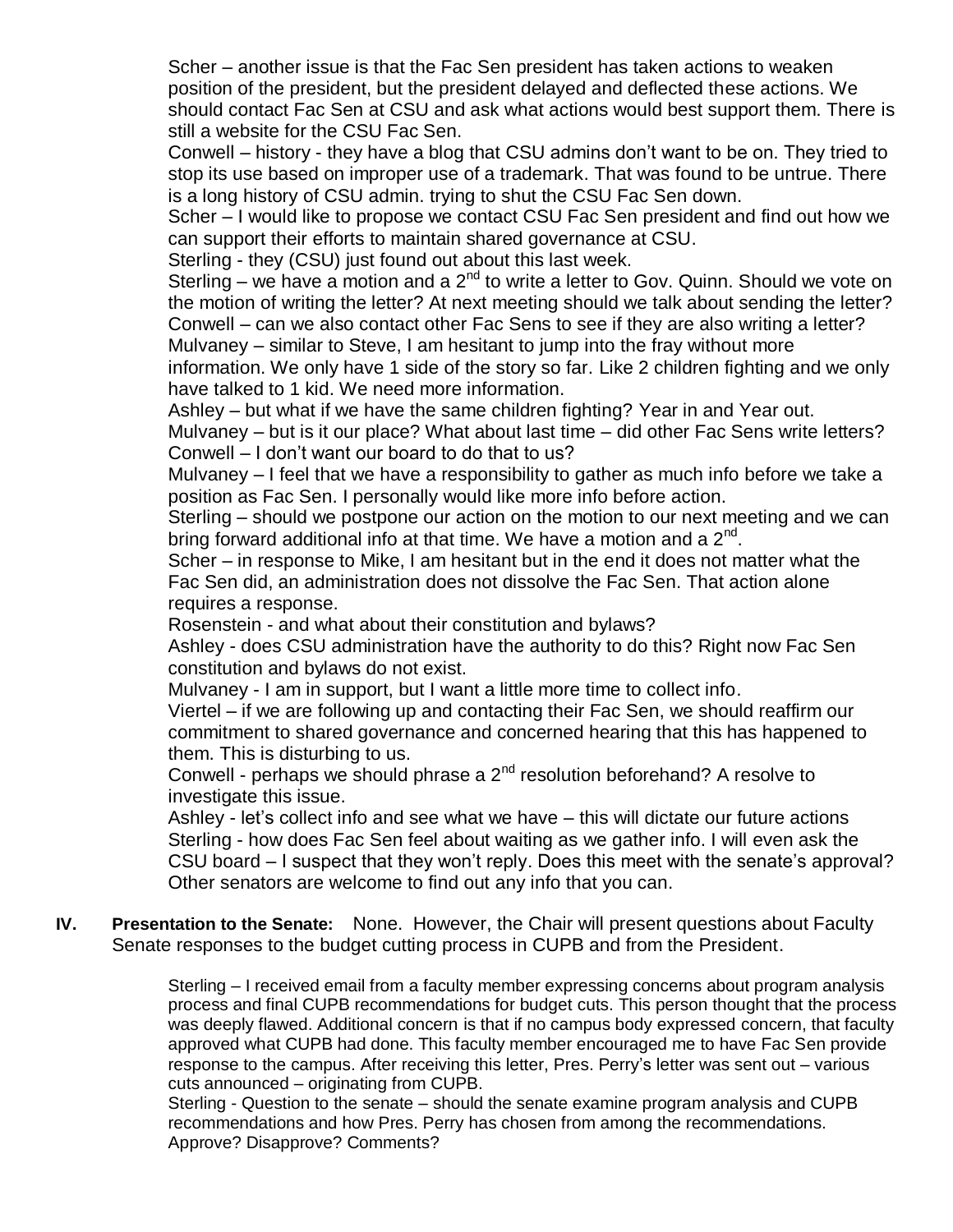Scher – another issue is that the Fac Sen president has taken actions to weaken position of the president, but the president delayed and deflected these actions. We should contact Fac Sen at CSU and ask what actions would best support them. There is still a website for the CSU Fac Sen.

Conwell – history - they have a blog that CSU admins don't want to be on. They tried to stop its use based on improper use of a trademark. That was found to be untrue. There is a long history of CSU admin. trying to shut the CSU Fac Sen down.

Scher – I would like to propose we contact CSU Fac Sen president and find out how we can support their efforts to maintain shared governance at CSU.

Sterling - they (CSU) just found out about this last week.

Sterling – we have a motion and a 2nd to write a letter to Gov. Quinn. Should we vote on the motion of writing the letter? At next meeting should we talk about sending the letter?

Conwell – can we also contact other Fac Sens to see if they are also writing a letter?

Mulvaney – similar to Steve, I am hesitant to jump into the fray without more information. We only have 1 side of the story so far. Like 2 children fighting and we only have talked to 1 kid. We need more information.

Ashley – but what if we have the same children fighting? Year in and Year out.

Mulvaney – but is it our place? What about last time – did other Fac Sens write letters?

Conwell – I don't want our board to do that to us?

Mulvaney – I feel that we have a responsibility to gather as much info before we take a position as Fac Sen. I personally would like more info before action.

Sterling – should we postpone our action on the motion to our next meeting and we can bring forward additional info at that time. We have a motion and a 2nd.

Scher – in response to Mike, I am hesitant but in the end it does not matter what the Fac Sen did, an administration does not dissolve the Fac Sen. That action alone requires a response.

Rosenstein - and what about their constitution and bylaws?

Ashley - does CSU administration have the authority to do this? Right now Fac Sen constitution and bylaws do not exist.

Mulvaney - I am in support, but I want a little more time to collect info.

Viertel – if we are following up and contacting their Fac Sen, we should reaffirm our commitment to shared governance and concerned hearing that this has happened to them. This is disturbing to us.

Conwell - perhaps we should phrase a 2nd resolution beforehand? A resolve to investigate this issue.

Ashley - let's collect info and see what we have – this will dictate our future actions

Sterling - how does Fac Sen feel about waiting as we gather info. I will even ask the CSU board – I suspect that they won't reply. Does this meet with the senate's approval? Other senators are welcome to find out any info that you can.

**IV. Presentation to the Senate:** None. However, the Chair will present questions about Faculty Senate responses to the budget cutting process in CUPB and from the President.

Sterling – I received email from a faculty member expressing concerns about program analysis process and final CUPB recommendations for budget cuts. This person thought that the process was deeply flawed. Additional concern is that if no campus body expressed concern, that faculty approved what CUPB had done. This faculty member encouraged me to have Fac Sen provide response to the campus. After receiving this letter, Pres. Perry's letter was sent out – various cuts announced – originating from CUPB.

Sterling - Question to the senate – should the senate examine program analysis and CUPB recommendations and how Pres. Perry has chosen from among the recommendations. Approve? Disapprove? Comments?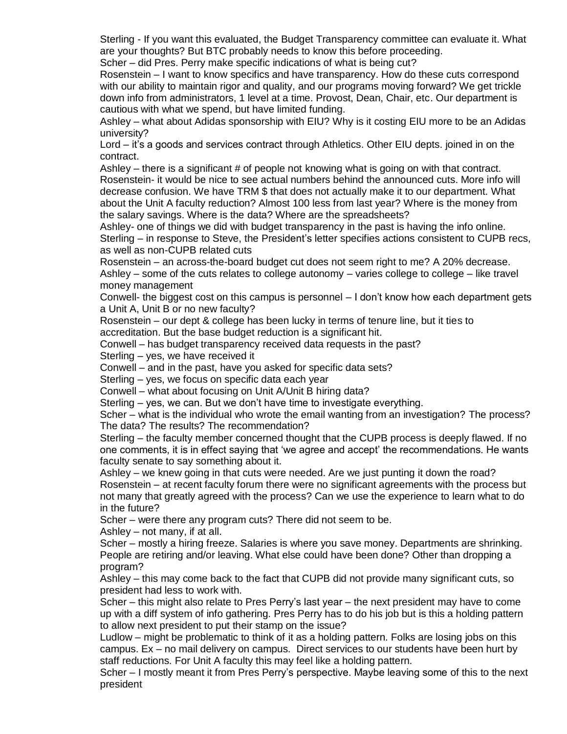Sterling - If you want this evaluated, the Budget Transparency committee can evaluate it. What are your thoughts? But BTC probably needs to know this before proceeding.

Scher – did Pres. Perry make specific indications of what is being cut?

Rosenstein – I want to know specifics and have transparency. How do these cuts correspond with our ability to maintain rigor and quality, and our programs moving forward? We get trickle down info from administrators, 1 level at a time. Provost, Dean, Chair, etc. Our department is cautious with what we spend, but have limited funding.

Ashley – what about Adidas sponsorship with EIU? Why is it costing EIU more to be an Adidas university?

Lord – it's a goods and services contract through Athletics. Other EIU depts. joined in on the contract.

Ashley – there is a significant # of people not knowing what is going on with that contract.

Rosenstein- it would be nice to see actual numbers behind the announced cuts. More info will decrease confusion. We have TRM $ that does not actually make it to our department. What about the Unit A faculty reduction? Almost 100 less from last year? Where is the money from the salary savings. Where is the data? Where are the spreadsheets?

Ashley- one of things we did with budget transparency in the past is having the info online.

Sterling – in response to Steve, the President's letter specifies actions consistent to CUPB recs, as well as non-CUPB related cuts

Rosenstein – an across-the-board budget cut does not seem right to me? A 20% decrease.

Ashley – some of the cuts relates to college autonomy – varies college to college – like travel money management

Conwell- the biggest cost on this campus is personnel – I don't know how each department gets a Unit A, Unit B or no new faculty?

Rosenstein – our dept & college has been lucky in terms of tenure line, but it ties to accreditation. But the base budget reduction is a significant hit.

Conwell – has budget transparency received data requests in the past?

Sterling – yes, we have received it

Conwell – and in the past, have you asked for specific data sets?

Sterling – yes, we focus on specific data each year

Conwell – what about focusing on Unit A/Unit B hiring data?

Sterling – yes, we can. But we don't have time to investigate everything.

Scher – what is the individual who wrote the email wanting from an investigation? The process? The data? The results? The recommendation?

Sterling – the faculty member concerned thought that the CUPB process is deeply flawed. If no one comments, it is in effect saying that 'we agree and accept' the recommendations. He wants faculty senate to say something about it.

Ashley – we knew going in that cuts were needed. Are we just punting it down the road?

Rosenstein – at recent faculty forum there were no significant agreements with the process but not many that greatly agreed with the process? Can we use the experience to learn what to do in the future?

Scher – were there any program cuts? There did not seem to be.

Ashley – not many, if at all.

Scher – mostly a hiring freeze. Salaries is where you save money. Departments are shrinking. People are retiring and/or leaving. What else could have been done? Other than dropping a program?

Ashley – this may come back to the fact that CUPB did not provide many significant cuts, so president had less to work with.

Scher – this might also relate to Pres Perry's last year – the next president may have to come up with a diff system of info gathering. Pres Perry has to do his job but is this a holding pattern to allow next president to put their stamp on the issue?

Ludlow – might be problematic to think of it as a holding pattern. Folks are losing jobs on this campus. Ex – no mail delivery on campus. Direct services to our students have been hurt by staff reductions. For Unit A faculty this may feel like a holding pattern.

Scher – I mostly meant it from Pres Perry's perspective. Maybe leaving some of this to the next president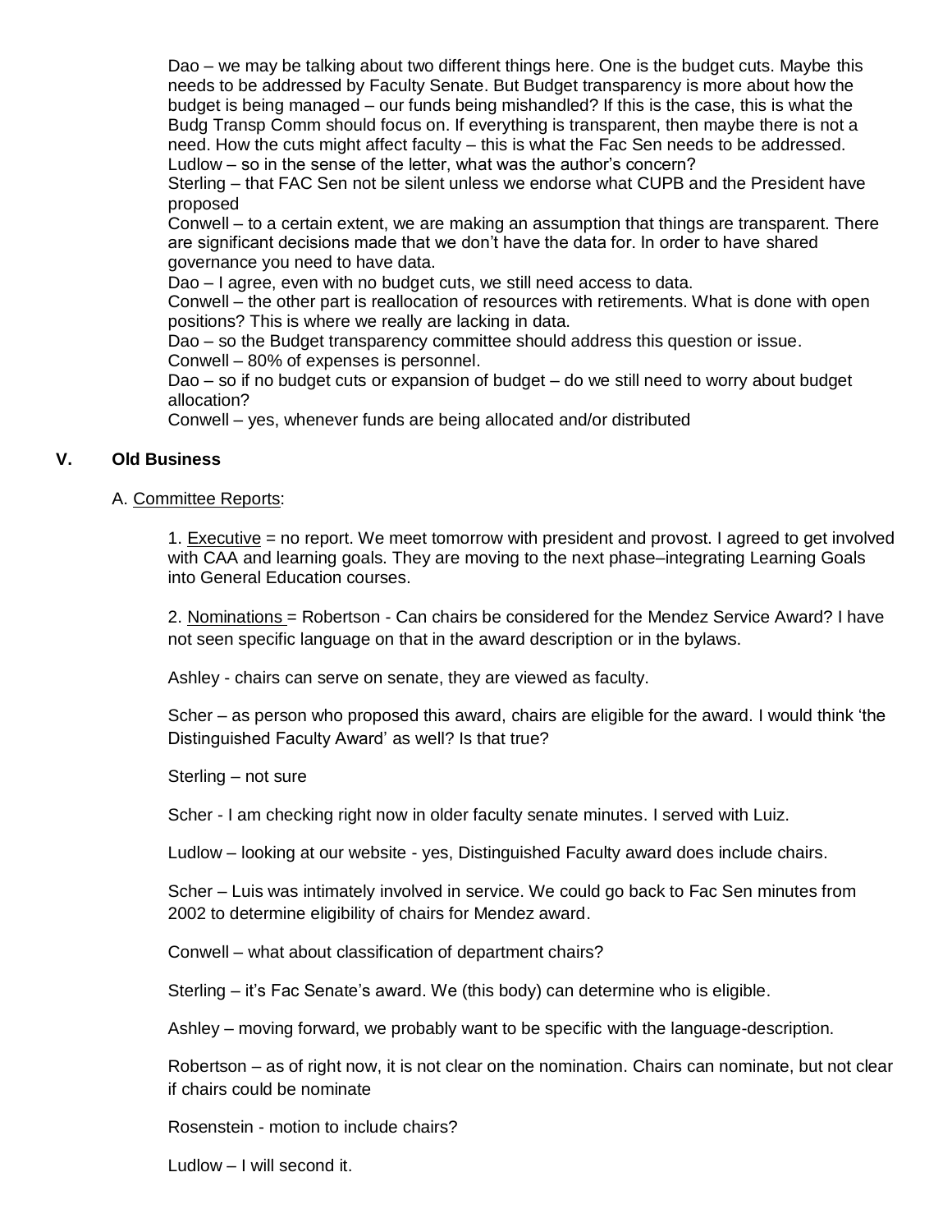Dao – we may be talking about two different things here. One is the budget cuts. Maybe this needs to be addressed by Faculty Senate. But Budget transparency is more about how the budget is being managed – our funds being mishandled? If this is the case, this is what the Budg Transp Comm should focus on. If everything is transparent, then maybe there is not a need. How the cuts might affect faculty – this is what the Fac Sen needs to be addressed.
Ludlow – so in the sense of the letter, what was the author's concern?
Sterling – that FAC Sen not be silent unless we endorse what CUPB and the President have proposed
Conwell – to a certain extent, we are making an assumption that things are transparent. There are significant decisions made that we don't have the data for. In order to have shared governance you need to have data.
Dao – I agree, even with no budget cuts, we still need access to data.
Conwell – the other part is reallocation of resources with retirements. What is done with open positions? This is where we really are lacking in data.
Dao – so the Budget transparency committee should address this question or issue.
Conwell – 80% of expenses is personnel.
Dao – so if no budget cuts or expansion of budget – do we still need to worry about budget allocation?
Conwell – yes, whenever funds are being allocated and/or distributed

## V. Old Business

A. Committee Reports:

1. Executive = no report. We meet tomorrow with president and provost. I agreed to get involved with CAA and learning goals. They are moving to the next phase–integrating Learning Goals into General Education courses.

2. Nominations = Robertson - Can chairs be considered for the Mendez Service Award? I have not seen specific language on that in the award description or in the bylaws.

Ashley - chairs can serve on senate, they are viewed as faculty.

Scher – as person who proposed this award, chairs are eligible for the award. I would think 'the Distinguished Faculty Award' as well? Is that true?

Sterling – not sure

Scher - I am checking right now in older faculty senate minutes. I served with Luiz.

Ludlow – looking at our website - yes, Distinguished Faculty award does include chairs.

Scher – Luis was intimately involved in service. We could go back to Fac Sen minutes from 2002 to determine eligibility of chairs for Mendez award.

Conwell – what about classification of department chairs?

Sterling – it's Fac Senate's award. We (this body) can determine who is eligible.

Ashley – moving forward, we probably want to be specific with the language-description.

Robertson – as of right now, it is not clear on the nomination. Chairs can nominate, but not clear if chairs could be nominate

Rosenstein - motion to include chairs?

Ludlow – I will second it.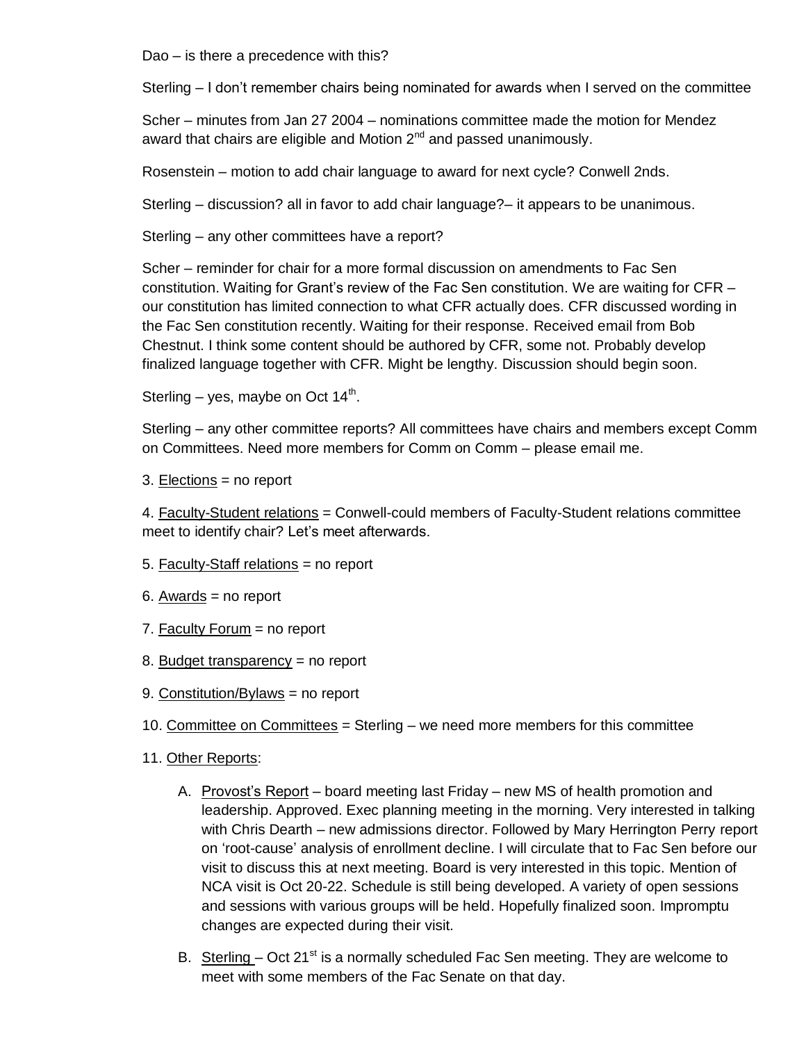Dao – is there a precedence with this?

Sterling – I don't remember chairs being nominated for awards when I served on the committee

Scher – minutes from Jan 27 2004 – nominations committee made the motion for Mendez award that chairs are eligible and Motion 2nd and passed unanimously.

Rosenstein – motion to add chair language to award for next cycle? Conwell 2nds.

Sterling – discussion? all in favor to add chair language?– it appears to be unanimous.

Sterling – any other committees have a report?

Scher – reminder for chair for a more formal discussion on amendments to Fac Sen constitution. Waiting for Grant's review of the Fac Sen constitution. We are waiting for CFR – our constitution has limited connection to what CFR actually does. CFR discussed wording in the Fac Sen constitution recently. Waiting for their response. Received email from Bob Chestnut. I think some content should be authored by CFR, some not. Probably develop finalized language together with CFR. Might be lengthy. Discussion should begin soon.

Sterling – yes, maybe on Oct 14th.

Sterling – any other committee reports? All committees have chairs and members except Comm on Committees. Need more members for Comm on Comm – please email me.

3. Elections = no report

4. Faculty-Student relations = Conwell-could members of Faculty-Student relations committee meet to identify chair? Let's meet afterwards.

5. Faculty-Staff relations = no report

6. Awards = no report

7. Faculty Forum = no report

8. Budget transparency = no report

9. Constitution/Bylaws = no report

10. Committee on Committees = Sterling – we need more members for this committee

11. Other Reports:

   A. Provost's Report – board meeting last Friday – new MS of health promotion and leadership. Approved. Exec planning meeting in the morning. Very interested in talking with Chris Dearth – new admissions director. Followed by Mary Herrington Perry report on 'root-cause' analysis of enrollment decline. I will circulate that to Fac Sen before our visit to discuss this at next meeting. Board is very interested in this topic. Mention of NCA visit is Oct 20-22. Schedule is still being developed. A variety of open sessions and sessions with various groups will be held. Hopefully finalized soon. Impromptu changes are expected during their visit.

   B. Sterling – Oct 21st is a normally scheduled Fac Sen meeting. They are welcome to meet with some members of the Fac Senate on that day.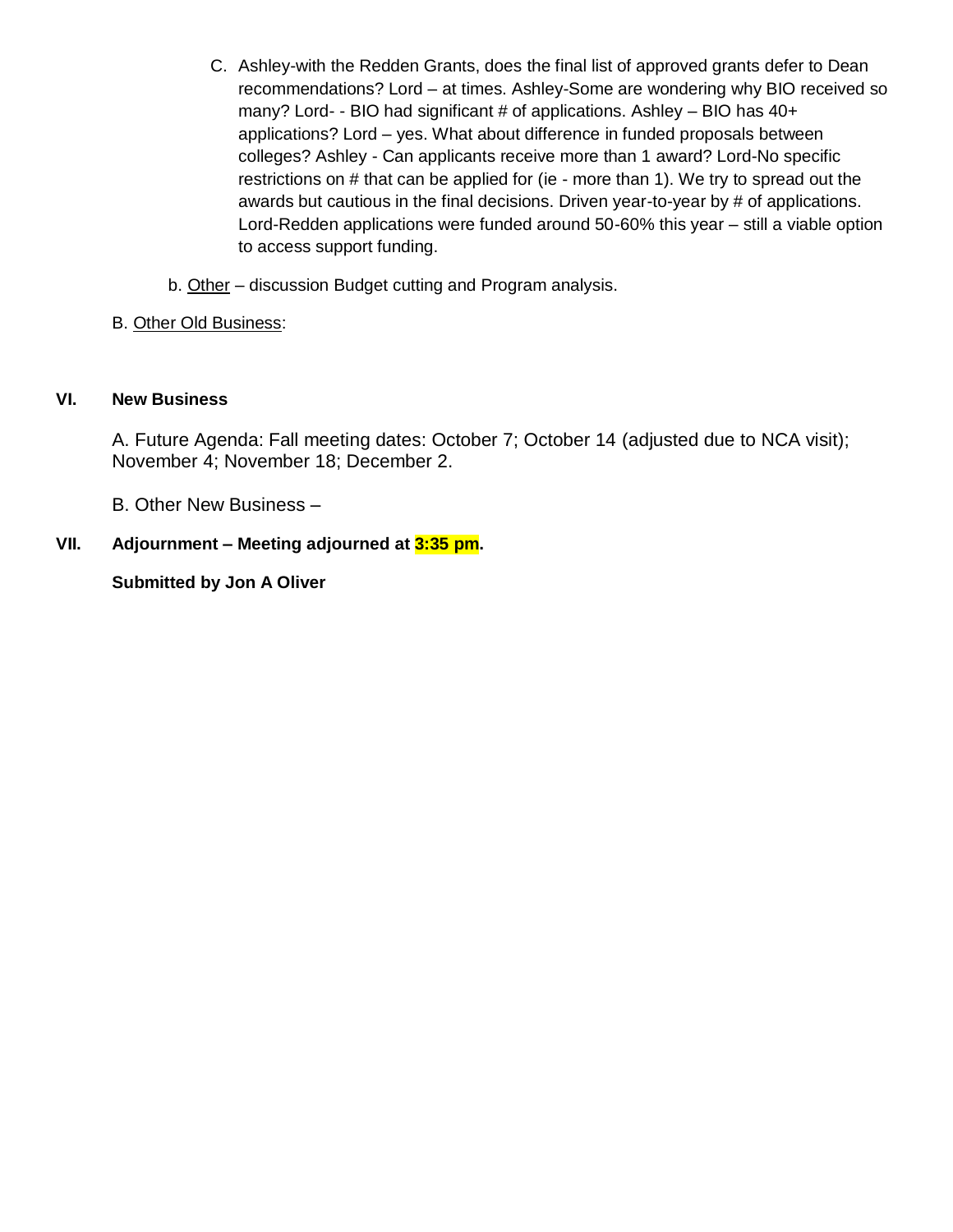C. Ashley-with the Redden Grants, does the final list of approved grants defer to Dean recommendations? Lord – at times. Ashley-Some are wondering why BIO received so many? Lord- - BIO had significant # of applications. Ashley – BIO has 40+ applications? Lord – yes. What about difference in funded proposals between colleges? Ashley - Can applicants receive more than 1 award? Lord-No specific restrictions on # that can be applied for (ie - more than 1). We try to spread out the awards but cautious in the final decisions. Driven year-to-year by # of applications. Lord-Redden applications were funded around 50-60% this year – still a viable option to access support funding.

b. <u>Other</u> – discussion Budget cutting and Program analysis.

B. <u>Other Old Business</u>:

**VI. New Business**

A. Future Agenda: Fall meeting dates: October 7; October 14 (adjusted due to NCA visit); November 4; November 18; December 2.

B. Other New Business –

**VII. Adjournment – Meeting adjourned at 3:35 pm.**

**Submitted by Jon A Oliver**